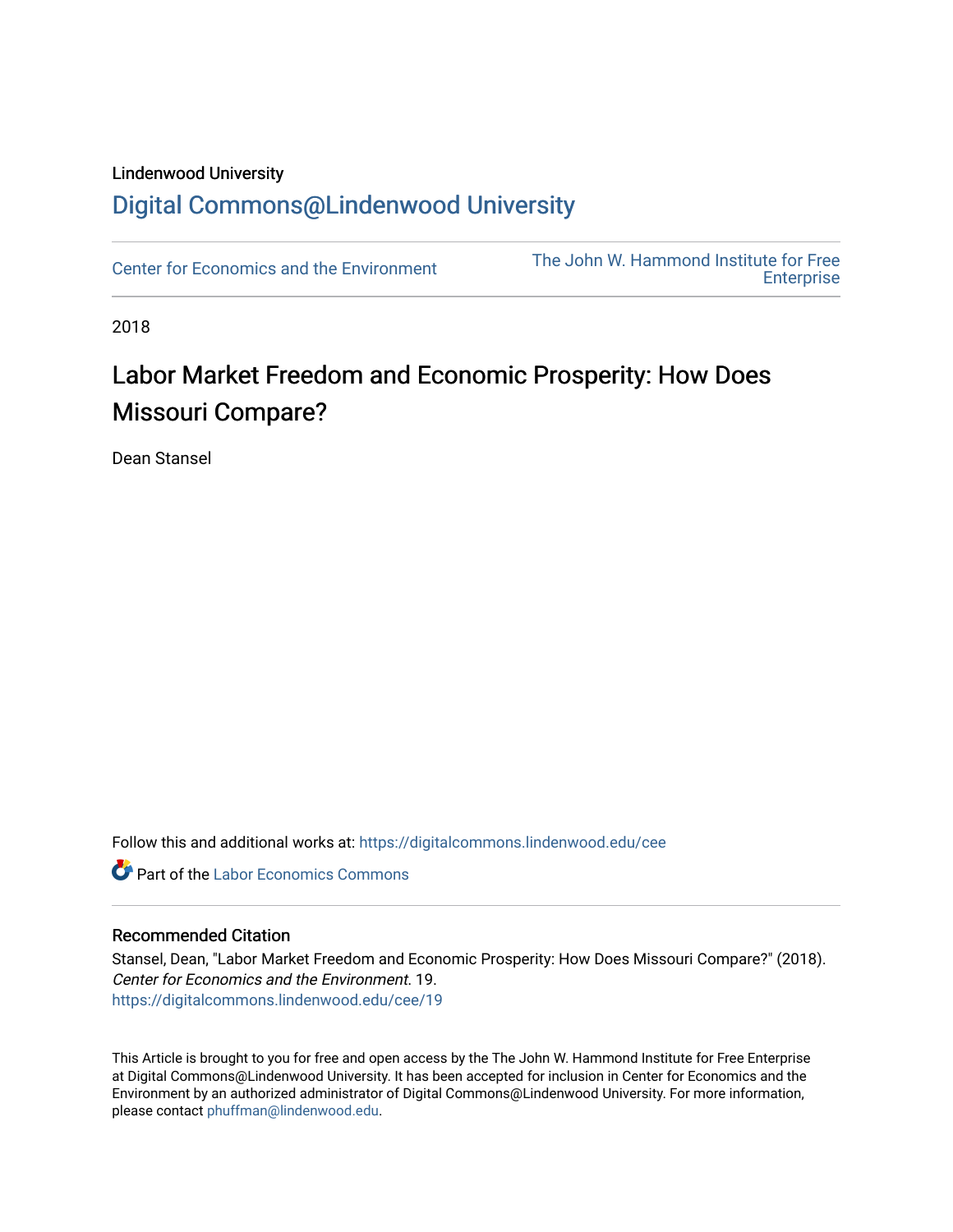Lindenwood University

# Digital Commons@Lindenwood University

Center for Economics and the Environment

The John W. Hammond Institute for Free Enterprise

2018

## Labor Market Freedom and Economic Prosperity: How Does Missouri Compare?

Dean Stansel

Follow this and additional works at: https://digitalcommons.lindenwood.edu/cee

Part of the Labor Economics Commons

### Recommended Citation

Stansel, Dean, "Labor Market Freedom and Economic Prosperity: How Does Missouri Compare?" (2018). *Center for Economics and the Environment*. 19.
https://digitalcommons.lindenwood.edu/cee/19

This Article is brought to you for free and open access by the The John W. Hammond Institute for Free Enterprise at Digital Commons@Lindenwood University. It has been accepted for inclusion in Center for Economics and the Environment by an authorized administrator of Digital Commons@Lindenwood University. For more information, please contact phuffman@lindenwood.edu.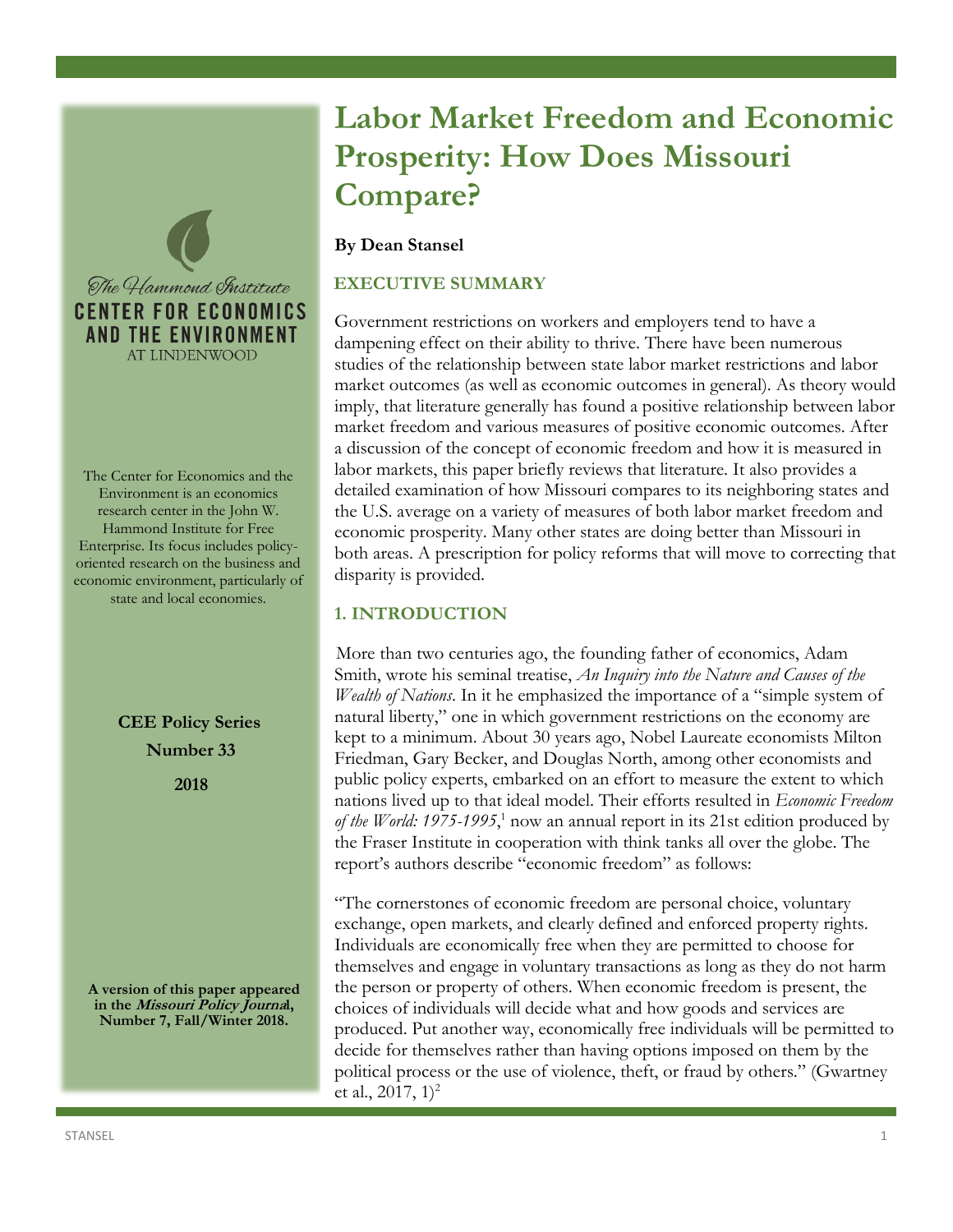# Labor Market Freedom and Economic Prosperity: How Does Missouri Compare?

**By Dean Stansel**

The Hammond Institute
CENTER FOR ECONOMICS AND THE ENVIRONMENT
AT LINDENWOOD

The Center for Economics and the Environment is an economics research center in the John W. Hammond Institute for Free Enterprise. Its focus includes policy-oriented research on the business and economic environment, particularly of state and local economies.

**CEE Policy Series**
**Number 33**
**2018**

**A version of this paper appeared in the *Missouri Policy Journal*, Number 7, Fall/Winter 2018.**

## EXECUTIVE SUMMARY

Government restrictions on workers and employers tend to have a dampening effect on their ability to thrive. There have been numerous studies of the relationship between state labor market restrictions and labor market outcomes (as well as economic outcomes in general). As theory would imply, that literature generally has found a positive relationship between labor market freedom and various measures of positive economic outcomes. After a discussion of the concept of economic freedom and how it is measured in labor markets, this paper briefly reviews that literature. It also provides a detailed examination of how Missouri compares to its neighboring states and the U.S. average on a variety of measures of both labor market freedom and economic prosperity. Many other states are doing better than Missouri in both areas. A prescription for policy reforms that will move to correcting that disparity is provided.

## 1. INTRODUCTION

More than two centuries ago, the founding father of economics, Adam Smith, wrote his seminal treatise, *An Inquiry into the Nature and Causes of the Wealth of Nations*. In it he emphasized the importance of a "simple system of natural liberty," one in which government restrictions on the economy are kept to a minimum. About 30 years ago, Nobel Laureate economists Milton Friedman, Gary Becker, and Douglas North, among other economists and public policy experts, embarked on an effort to measure the extent to which nations lived up to that ideal model. Their efforts resulted in *Economic Freedom of the World: 1975-1995*,[1] now an annual report in its 21st edition produced by the Fraser Institute in cooperation with think tanks all over the globe. The report's authors describe "economic freedom" as follows:

"The cornerstones of economic freedom are personal choice, voluntary exchange, open markets, and clearly defined and enforced property rights. Individuals are economically free when they are permitted to choose for themselves and engage in voluntary transactions as long as they do not harm the person or property of others. When economic freedom is present, the choices of individuals will decide what and how goods and services are produced. Put another way, economically free individuals will be permitted to decide for themselves rather than having options imposed on them by the political process or the use of violence, theft, or fraud by others." (Gwartney et al., 2017, 1)[2]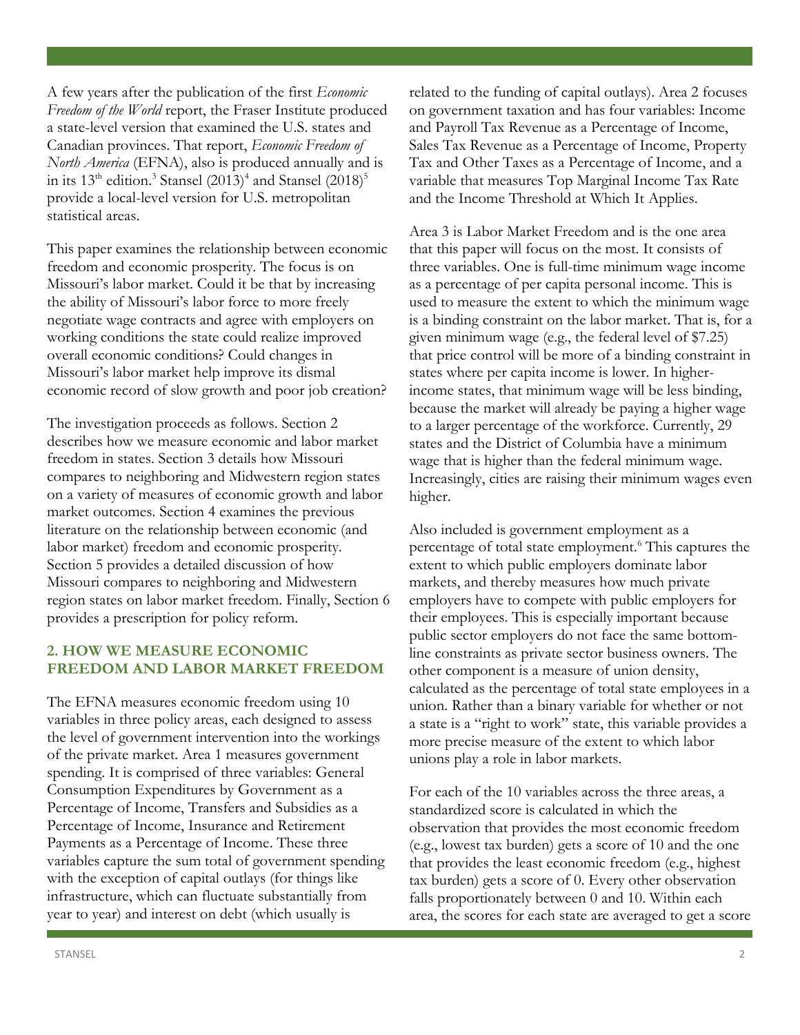A few years after the publication of the first *Economic Freedom of the World* report, the Fraser Institute produced a state-level version that examined the U.S. states and Canadian provinces. That report, *Economic Freedom of North America* (EFNA), also is produced annually and is in its 13th edition.[3] Stansel (2013)[4] and Stansel (2018)[5] provide a local-level version for U.S. metropolitan statistical areas.

This paper examines the relationship between economic freedom and economic prosperity. The focus is on Missouri's labor market. Could it be that by increasing the ability of Missouri's labor force to more freely negotiate wage contracts and agree with employers on working conditions the state could realize improved overall economic conditions? Could changes in Missouri's labor market help improve its dismal economic record of slow growth and poor job creation?

The investigation proceeds as follows. Section 2 describes how we measure economic and labor market freedom in states. Section 3 details how Missouri compares to neighboring and Midwestern region states on a variety of measures of economic growth and labor market outcomes. Section 4 examines the previous literature on the relationship between economic (and labor market) freedom and economic prosperity. Section 5 provides a detailed discussion of how Missouri compares to neighboring and Midwestern region states on labor market freedom. Finally, Section 6 provides a prescription for policy reform.

## 2. HOW WE MEASURE ECONOMIC FREEDOM AND LABOR MARKET FREEDOM

The EFNA measures economic freedom using 10 variables in three policy areas, each designed to assess the level of government intervention into the workings of the private market. Area 1 measures government spending. It is comprised of three variables: General Consumption Expenditures by Government as a Percentage of Income, Transfers and Subsidies as a Percentage of Income, Insurance and Retirement Payments as a Percentage of Income. These three variables capture the sum total of government spending with the exception of capital outlays (for things like infrastructure, which can fluctuate substantially from year to year) and interest on debt (which usually is related to the funding of capital outlays). Area 2 focuses on government taxation and has four variables: Income and Payroll Tax Revenue as a Percentage of Income, Sales Tax Revenue as a Percentage of Income, Property Tax and Other Taxes as a Percentage of Income, and a variable that measures Top Marginal Income Tax Rate and the Income Threshold at Which It Applies.

Area 3 is Labor Market Freedom and is the one area that this paper will focus on the most. It consists of three variables. One is full-time minimum wage income as a percentage of per capita personal income. This is used to measure the extent to which the minimum wage is a binding constraint on the labor market. That is, for a given minimum wage (e.g., the federal level of $7.25) that price control will be more of a binding constraint in states where per capita income is lower. In higher-income states, that minimum wage will be less binding, because the market will already be paying a higher wage to a larger percentage of the workforce. Currently, 29 states and the District of Columbia have a minimum wage that is higher than the federal minimum wage. Increasingly, cities are raising their minimum wages even higher.

Also included is government employment as a percentage of total state employment.[6] This captures the extent to which public employers dominate labor markets, and thereby measures how much private employers have to compete with public employers for their employees. This is especially important because public sector employers do not face the same bottom-line constraints as private sector business owners. The other component is a measure of union density, calculated as the percentage of total state employees in a union. Rather than a binary variable for whether or not a state is a "right to work" state, this variable provides a more precise measure of the extent to which labor unions play a role in labor markets.

For each of the 10 variables across the three areas, a standardized score is calculated in which the observation that provides the most economic freedom (e.g., lowest tax burden) gets a score of 10 and the one that provides the least economic freedom (e.g., highest tax burden) gets a score of 0. Every other observation falls proportionately between 0 and 10. Within each area, the scores for each state are averaged to get a score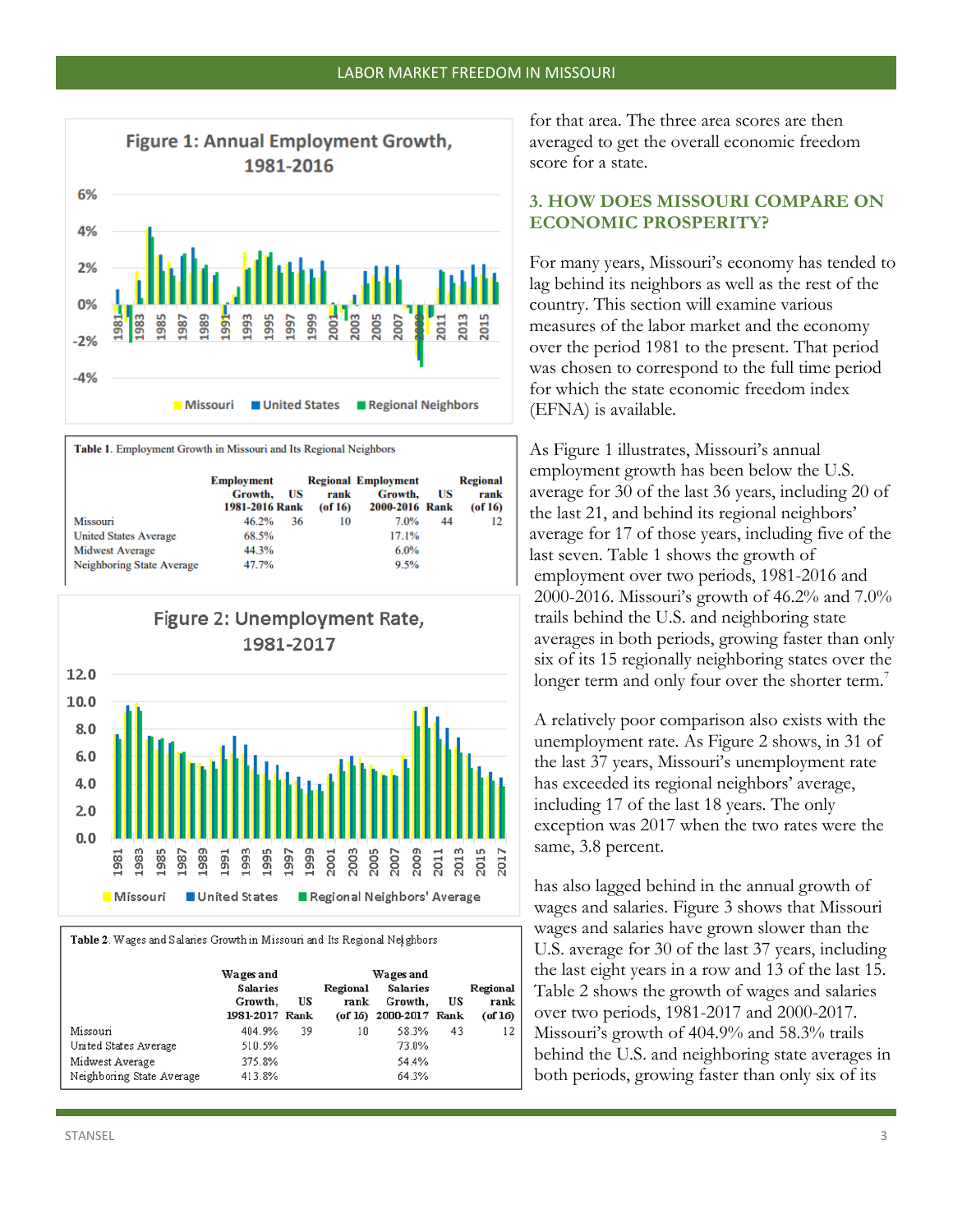**Figure 1: Annual Employment Growth, 1981-2016**

Missouri | United States | Regional Neighbors

**Table 1**. Employment Growth in Missouri and Its Regional Neighbors

| | Employment Growth, 1981-2016 | US Rank | Regional rank (of 16) | Employment Growth, 2000-2016 | US Rank | Regional rank (of 16) |
|---|---|---|---|---|---|---|
| Missouri | 46.2% | 36 | 10 | 7.0% | 44 | 12 |
| United States Average | 68.5% | | | 17.1% | | |
| Midwest Average | 44.3% | | | 6.0% | | |
| Neighboring State Average | 47.7% | | | 9.5% | | |

**Figure 2: Unemployment Rate, 1981-2017**

Missouri | United States | Regional Neighbors' Average

**Table 2**. Wages and Salaries Growth in Missouri and Its Regional Neighbors

| | Wages and Salaries Growth, 1981-2017 | US Rank | Regional rank (of 16) | Wages and Salaries Growth, 2000-2017 | US Rank | Regional rank (of 16) |
|---|---|---|---|---|---|---|
| Missouri | 404.9% | 39 | 10 | 58.3% | 43 | 12 |
| United States Average | 510.5% | | | 73.0% | | |
| Midwest Average | 375.8% | | | 54.4% | | |
| Neighboring State Average | 413.8% | | | 64.3% | | |

for that area. The three area scores are then averaged to get the overall economic freedom score for a state.

## 3. HOW DOES MISSOURI COMPARE ON ECONOMIC PROSPERITY?

For many years, Missouri's economy has tended to lag behind its neighbors as well as the rest of the country. This section will examine various measures of the labor market and the economy over the period 1981 to the present. That period was chosen to correspond to the full time period for which the state economic freedom index (EFNA) is available.

As Figure 1 illustrates, Missouri's annual employment growth has been below the U.S. average for 30 of the last 36 years, including 20 of the last 21, and behind its regional neighbors' average for 17 of those years, including five of the last seven. Table 1 shows the growth of employment over two periods, 1981-2016 and 2000-2016. Missouri's growth of 46.2% and 7.0% trails behind the U.S. and neighboring state averages in both periods, growing faster than only six of its 15 regionally neighboring states over the longer term and only four over the shorter term.[7]

A relatively poor comparison also exists with the unemployment rate. As Figure 2 shows, in 31 of the last 37 years, Missouri's unemployment rate has exceeded its regional neighbors' average, including 17 of the last 18 years. The only exception was 2017 when the two rates were the same, 3.8 percent.

has also lagged behind in the annual growth of wages and salaries. Figure 3 shows that Missouri wages and salaries have grown slower than the U.S. average for 30 of the last 37 years, including the last eight years in a row and 13 of the last 15. Table 2 shows the growth of wages and salaries over two periods, 1981-2017 and 2000-2017. Missouri's growth of 404.9% and 58.3% trails behind the U.S. and neighboring state averages in both periods, growing faster than only six of its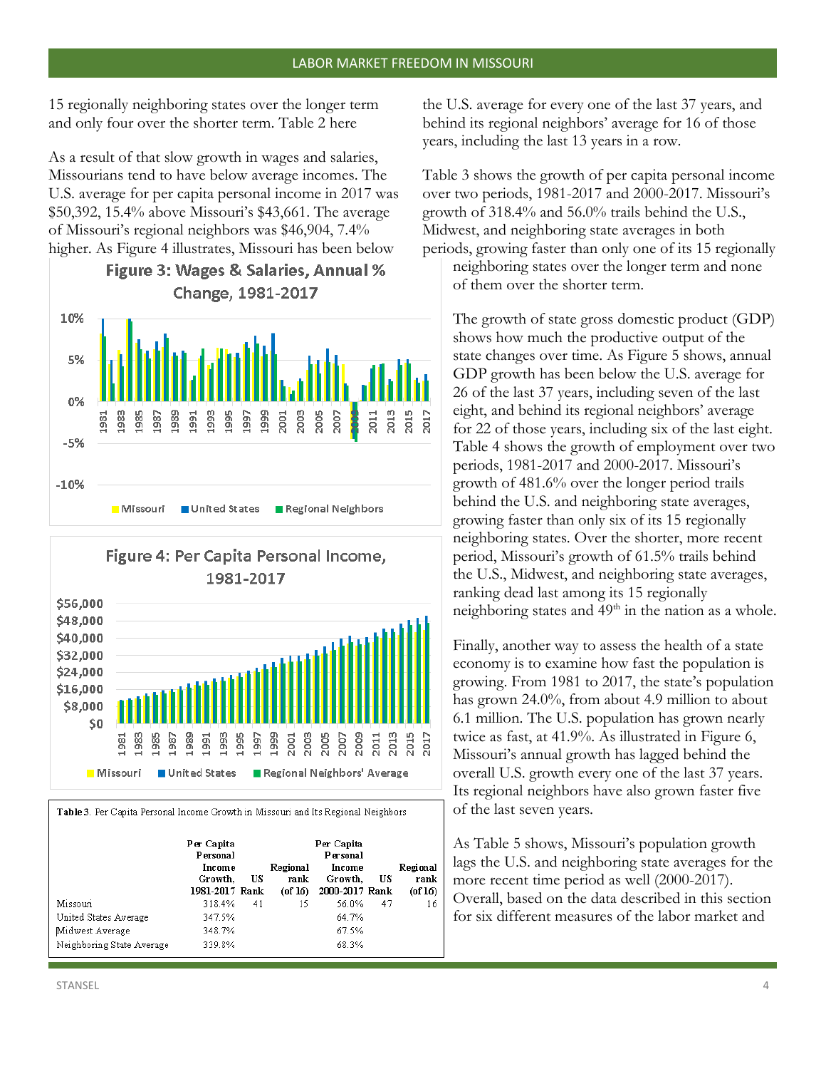15 regionally neighboring states over the longer term and only four over the shorter term. Table 2 here

As a result of that slow growth in wages and salaries, Missourians tend to have below average incomes. The U.S. average for per capita personal income in 2017 was $50,392, 15.4% above Missouri's $43,661. The average of Missouri's regional neighbors was $46,904, 7.4% higher. As Figure 4 illustrates, Missouri has been below the U.S. average for every one of the last 37 years, and behind its regional neighbors' average for 16 of those years, including the last 13 years in a row.

**Figure 3: Wages & Salaries, Annual % Change, 1981-2017**

**Figure 4: Per Capita Personal Income, 1981-2017**

Table 3. Per Capita Personal Income Growth in Missouri and Its Regional Neighbors

| | Per Capita Personal Income Growth, 1981-2017 | US Rank | Regional rank (of 16) | Per Capita Personal Income Growth, 2000-2017 | US Rank | Regional rank (of 16) |
|---|---|---|---|---|---|---|
| Missouri | 318.4% | 41 | 15 | 56.0% | 47 | 16 |
| United States Average | 347.5% | | | 64.7% | | |
| Midwest Average | 348.7% | | | 67.5% | | |
| Neighboring State Average | 339.8% | | | 68.3% | | |

Table 3 shows the growth of per capita personal income over two periods, 1981-2017 and 2000-2017. Missouri's growth of 318.4% and 56.0% trails behind the U.S., Midwest, and neighboring state averages in both periods, growing faster than only one of its 15 regionally neighboring states over the longer term and none of them over the shorter term.

The growth of state gross domestic product (GDP) shows how much the productive output of the state changes over time. As Figure 5 shows, annual GDP growth has been below the U.S. average for 26 of the last 37 years, including seven of the last eight, and behind its regional neighbors' average for 22 of those years, including six of the last eight. Table 4 shows the growth of employment over two periods, 1981-2017 and 2000-2017. Missouri's growth of 481.6% over the longer period trails behind the U.S. and neighboring state averages, growing faster than only six of its 15 regionally neighboring states. Over the shorter, more recent period, Missouri's growth of 61.5% trails behind the U.S., Midwest, and neighboring state averages, ranking dead last among its 15 regionally neighboring states and 49th in the nation as a whole.

Finally, another way to assess the health of a state economy is to examine how fast the population is growing. From 1981 to 2017, the state's population has grown 24.0%, from about 4.9 million to about 6.1 million. The U.S. population has grown nearly twice as fast, at 41.9%. As illustrated in Figure 6, Missouri's annual growth has lagged behind the overall U.S. growth every one of the last 37 years. Its regional neighbors have also grown faster five of the last seven years.

As Table 5 shows, Missouri's population growth lags the U.S. and neighboring state averages for the more recent time period as well (2000-2017). Overall, based on the data described in this section for six different measures of the labor market and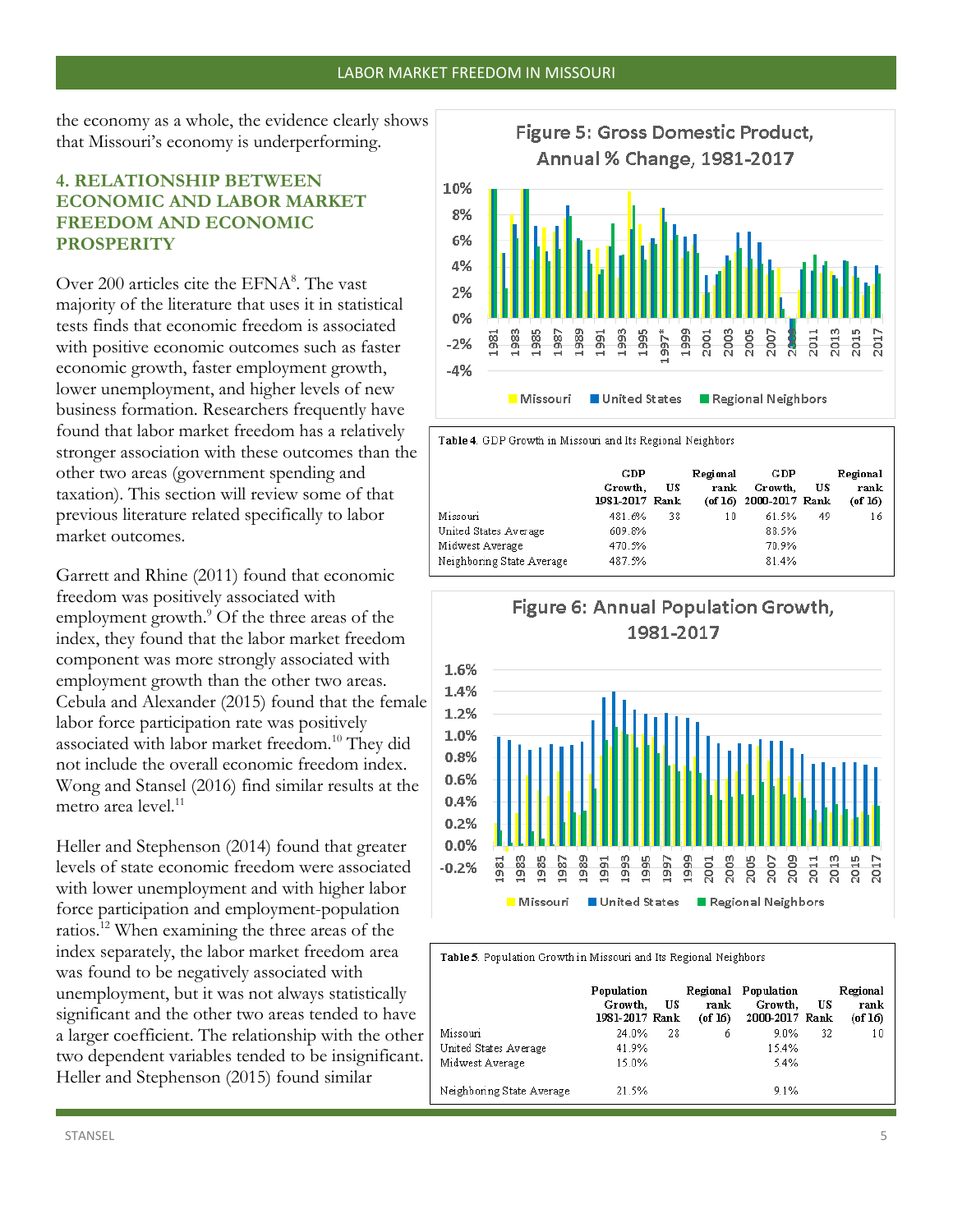the economy as a whole, the evidence clearly shows that Missouri's economy is underperforming.

### 4. RELATIONSHIP BETWEEN ECONOMIC AND LABOR MARKET FREEDOM AND ECONOMIC PROSPERITY

Over 200 articles cite the EFNA[8]. The vast majority of the literature that uses it in statistical tests finds that economic freedom is associated with positive economic outcomes such as faster economic growth, faster employment growth, lower unemployment, and higher levels of new business formation. Researchers frequently have found that labor market freedom has a relatively stronger association with these outcomes than the other two areas (government spending and taxation). This section will review some of that previous literature related specifically to labor market outcomes.

Garrett and Rhine (2011) found that economic freedom was positively associated with employment growth.[9] Of the three areas of the index, they found that the labor market freedom component was more strongly associated with employment growth than the other two areas. Cebula and Alexander (2015) found that the female labor force participation rate was positively associated with labor market freedom.[10] They did not include the overall economic freedom index. Wong and Stansel (2016) find similar results at the metro area level.[11]

Heller and Stephenson (2014) found that greater levels of state economic freedom were associated with lower unemployment and with higher labor force participation and employment-population ratios.[12] When examining the three areas of the index separately, the labor market freedom area was found to be negatively associated with unemployment, but it was not always statistically significant and the other two areas tended to have a larger coefficient. The relationship with the other two dependent variables tended to be insignificant. Heller and Stephenson (2015) found similar

**Figure 5: Gross Domestic Product, Annual % Change, 1981-2017**

**Table 4.** GDP Growth in Missouri and Its Regional Neighbors

| | GDP Growth, 1981-2017 | US Rank | Regional rank (of 16) | GDP Growth, 2000-2017 | US Rank | Regional rank (of 16) |
|---|---|---|---|---|---|---|
| Missouri | 481.6% | 38 | 10 | 61.5% | 49 | 16 |
| United States Average | 609.8% | | | 88.5% | | |
| Midwest Average | 470.5% | | | 70.9% | | |
| Neighboring State Average | 487.5% | | | 81.4% | | |

**Figure 6: Annual Population Growth, 1981-2017**

**Table 5.** Population Growth in Missouri and Its Regional Neighbors

| | Population Growth, 1981-2017 | US Rank | Regional rank (of 16) | Population Growth, 2000-2017 | US Rank | Regional rank (of 16) |
|---|---|---|---|---|---|---|
| Missouri | 24.0% | 28 | 6 | 9.0% | 32 | 10 |
| United States Average | 41.9% | | | 15.4% | | |
| Midwest Average | 15.0% | | | 5.4% | | |
| Neighboring State Average | 21.5% | | | 9.1% | | |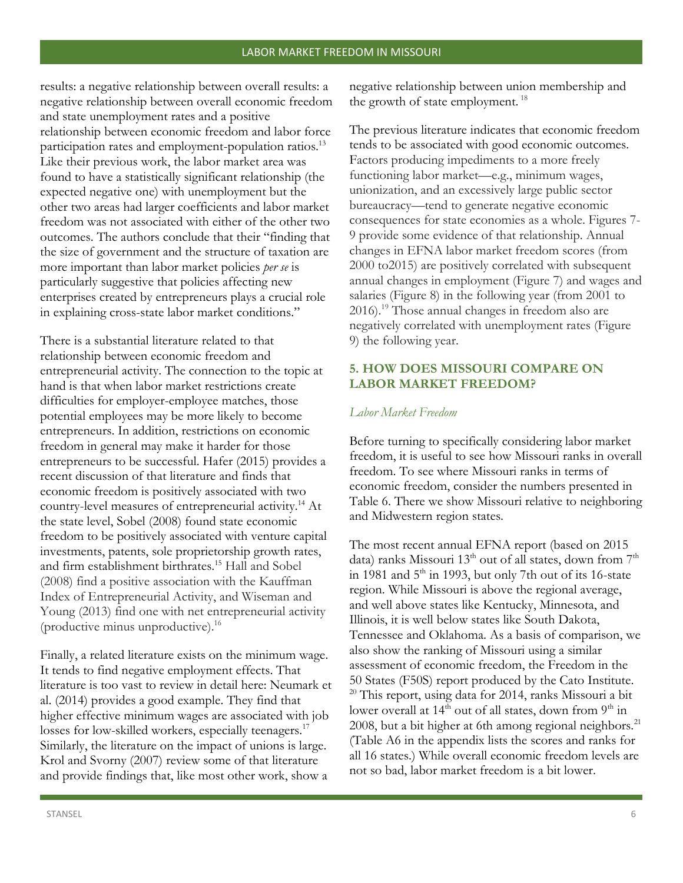results: a negative relationship between overall results: a negative relationship between overall economic freedom and state unemployment rates and a positive relationship between economic freedom and labor force participation rates and employment-population ratios.[13] Like their previous work, the labor market area was found to have a statistically significant relationship (the expected negative one) with unemployment but the other two areas had larger coefficients and labor market freedom was not associated with either of the other two outcomes. The authors conclude that their "finding that the size of government and the structure of taxation are more important than labor market policies *per se* is particularly suggestive that policies affecting new enterprises created by entrepreneurs plays a crucial role in explaining cross-state labor market conditions."

There is a substantial literature related to that relationship between economic freedom and entrepreneurial activity. The connection to the topic at hand is that when labor market restrictions create difficulties for employer-employee matches, those potential employees may be more likely to become entrepreneurs. In addition, restrictions on economic freedom in general may make it harder for those entrepreneurs to be successful. Hafer (2015) provides a recent discussion of that literature and finds that economic freedom is positively associated with two country-level measures of entrepreneurial activity.[14] At the state level, Sobel (2008) found state economic freedom to be positively associated with venture capital investments, patents, sole proprietorship growth rates, and firm establishment birthrates.[15] Hall and Sobel (2008) find a positive association with the Kauffman Index of Entrepreneurial Activity, and Wiseman and Young (2013) find one with net entrepreneurial activity (productive minus unproductive).[16]

Finally, a related literature exists on the minimum wage. It tends to find negative employment effects. That literature is too vast to review in detail here: Neumark et al. (2014) provides a good example. They find that higher effective minimum wages are associated with job losses for low-skilled workers, especially teenagers.[17] Similarly, the literature on the impact of unions is large. Krol and Svorny (2007) review some of that literature and provide findings that, like most other work, show a negative relationship between union membership and the growth of state employment.[18]

The previous literature indicates that economic freedom tends to be associated with good economic outcomes. Factors producing impediments to a more freely functioning labor market—e.g., minimum wages, unionization, and an excessively large public sector bureaucracy—tend to generate negative economic consequences for state economies as a whole. Figures 7-9 provide some evidence of that relationship. Annual changes in EFNA labor market freedom scores (from 2000 to2015) are positively correlated with subsequent annual changes in employment (Figure 7) and wages and salaries (Figure 8) in the following year (from 2001 to 2016).[19] Those annual changes in freedom also are negatively correlated with unemployment rates (Figure 9) the following year.

## 5. HOW DOES MISSOURI COMPARE ON LABOR MARKET FREEDOM?

### *Labor Market Freedom*

Before turning to specifically considering labor market freedom, it is useful to see how Missouri ranks in overall freedom. To see where Missouri ranks in terms of economic freedom, consider the numbers presented in Table 6. There we show Missouri relative to neighboring and Midwestern region states.

The most recent annual EFNA report (based on 2015 data) ranks Missouri 13th out of all states, down from 7th in 1981 and 5th in 1993, but only 7th out of its 16-state region. While Missouri is above the regional average, and well above states like Kentucky, Minnesota, and Illinois, it is well below states like South Dakota, Tennessee and Oklahoma. As a basis of comparison, we also show the ranking of Missouri using a similar assessment of economic freedom, the Freedom in the 50 States (F50S) report produced by the Cato Institute.[20] This report, using data for 2014, ranks Missouri a bit lower overall at 14th out of all states, down from 9th in 2008, but a bit higher at 6th among regional neighbors.[21] (Table A6 in the appendix lists the scores and ranks for all 16 states.) While overall economic freedom levels are not so bad, labor market freedom is a bit lower.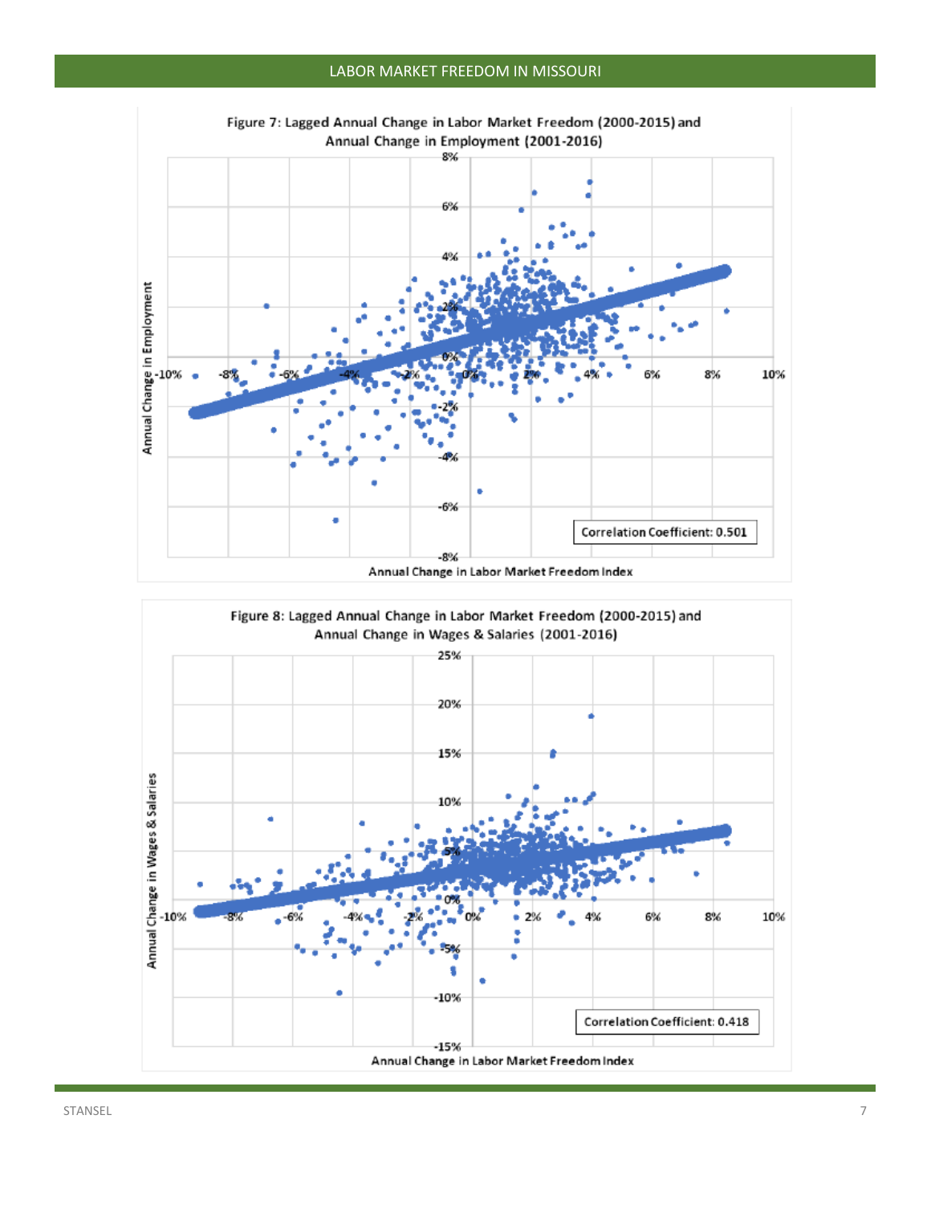Figure 7: Lagged Annual Change in Labor Market Freedom (2000-2015) and Annual Change in Employment (2001-2016)

Correlation Coefficient: 0.501

Figure 8: Lagged Annual Change in Labor Market Freedom (2000-2015) and Annual Change in Wages & Salaries (2001-2016)

Correlation Coefficient: 0.418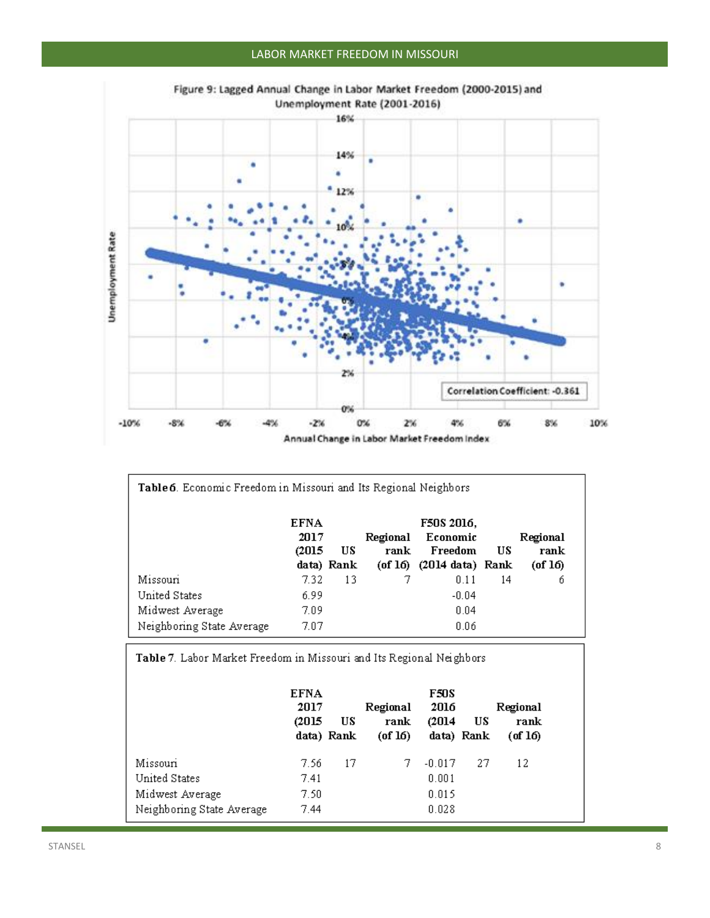Figure 9: Lagged Annual Change in Labor Market Freedom (2000-2015) and Unemployment Rate (2001-2016)

Correlation Coefficient: -0.361

**Table 6**. Economic Freedom in Missouri and Its Regional Neighbors

| | EFNA 2017 (2015 data) | US Rank | Regional rank (of 16) | F50S 2016, Economic Freedom (2014 data) | US Rank | Regional rank (of 16) |
|---|---|---|---|---|---|---|
| Missouri | 7.32 | 13 | 7 | 0.11 | 14 | 6 |
| United States | 6.99 | | | -0.04 | | |
| Midwest Average | 7.09 | | | 0.04 | | |
| Neighboring State Average | 7.07 | | | 0.06 | | |

**Table 7**. Labor Market Freedom in Missouri and Its Regional Neighbors

| | EFNA 2017 (2015 data) | US Rank | Regional rank (of 16) | F50S 2016 (2014 data) | US Rank | Regional rank (of 16) |
|---|---|---|---|---|---|---|
| Missouri | 7.56 | 17 | 7 | -0.017 | 27 | 12 |
| United States | 7.41 | | | 0.001 | | |
| Midwest Average | 7.50 | | | 0.015 | | |
| Neighboring State Average | 7.44 | | | 0.028 | | |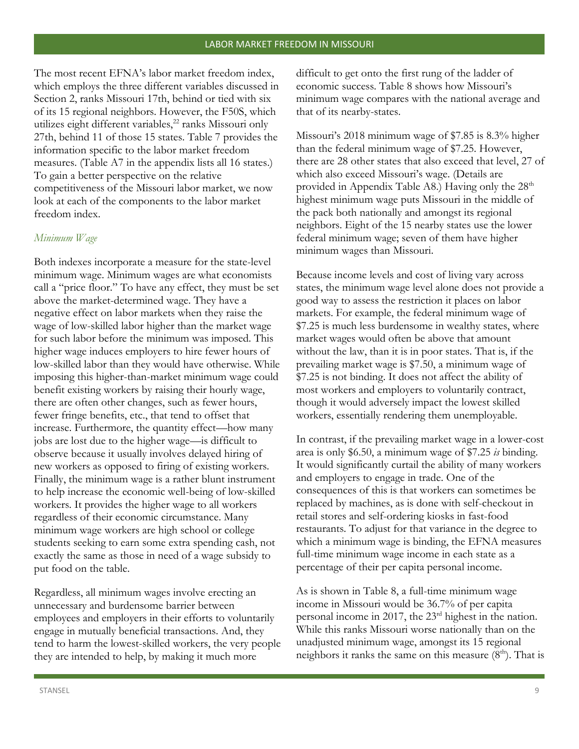The most recent EFNA's labor market freedom index, which employs the three different variables discussed in Section 2, ranks Missouri 17th, behind or tied with six of its 15 regional neighbors. However, the F50S, which utilizes eight different variables,[22] ranks Missouri only 27th, behind 11 of those 15 states. Table 7 provides the information specific to the labor market freedom measures. (Table A7 in the appendix lists all 16 states.) To gain a better perspective on the relative competitiveness of the Missouri labor market, we now look at each of the components to the labor market freedom index.

*Minimum Wage*

Both indexes incorporate a measure for the state-level minimum wage. Minimum wages are what economists call a "price floor." To have any effect, they must be set above the market-determined wage. They have a negative effect on labor markets when they raise the wage of low-skilled labor higher than the market wage for such labor before the minimum was imposed. This higher wage induces employers to hire fewer hours of low-skilled labor than they would have otherwise. While imposing this higher-than-market minimum wage could benefit existing workers by raising their hourly wage, there are often other changes, such as fewer hours, fewer fringe benefits, etc., that tend to offset that increase. Furthermore, the quantity effect—how many jobs are lost due to the higher wage—is difficult to observe because it usually involves delayed hiring of new workers as opposed to firing of existing workers. Finally, the minimum wage is a rather blunt instrument to help increase the economic well-being of low-skilled workers. It provides the higher wage to all workers regardless of their economic circumstance. Many minimum wage workers are high school or college students seeking to earn some extra spending cash, not exactly the same as those in need of a wage subsidy to put food on the table.

Regardless, all minimum wages involve erecting an unnecessary and burdensome barrier between employees and employers in their efforts to voluntarily engage in mutually beneficial transactions. And, they tend to harm the lowest-skilled workers, the very people they are intended to help, by making it much more difficult to get onto the first rung of the ladder of economic success. Table 8 shows how Missouri's minimum wage compares with the national average and that of its nearby-states.

Missouri's 2018 minimum wage of $7.85 is 8.3% higher than the federal minimum wage of $7.25. However, there are 28 other states that also exceed that level, 27 of which also exceed Missouri's wage. (Details are provided in Appendix Table A8.) Having only the 28th highest minimum wage puts Missouri in the middle of the pack both nationally and amongst its regional neighbors. Eight of the 15 nearby states use the lower federal minimum wage; seven of them have higher minimum wages than Missouri.

Because income levels and cost of living vary across states, the minimum wage level alone does not provide a good way to assess the restriction it places on labor markets. For example, the federal minimum wage of $7.25 is much less burdensome in wealthy states, where market wages would often be above that amount without the law, than it is in poor states. That is, if the prevailing market wage is $7.50, a minimum wage of $7.25 is not binding. It does not affect the ability of most workers and employers to voluntarily contract, though it would adversely impact the lowest skilled workers, essentially rendering them unemployable.

In contrast, if the prevailing market wage in a lower-cost area is only $6.50, a minimum wage of $7.25 *is* binding. It would significantly curtail the ability of many workers and employers to engage in trade. One of the consequences of this is that workers can sometimes be replaced by machines, as is done with self-checkout in retail stores and self-ordering kiosks in fast-food restaurants. To adjust for that variance in the degree to which a minimum wage is binding, the EFNA measures full-time minimum wage income in each state as a percentage of their per capita personal income.

As is shown in Table 8, a full-time minimum wage income in Missouri would be 36.7% of per capita personal income in 2017, the 23rd highest in the nation. While this ranks Missouri worse nationally than on the unadjusted minimum wage, amongst its 15 regional neighbors it ranks the same on this measure (8th). That is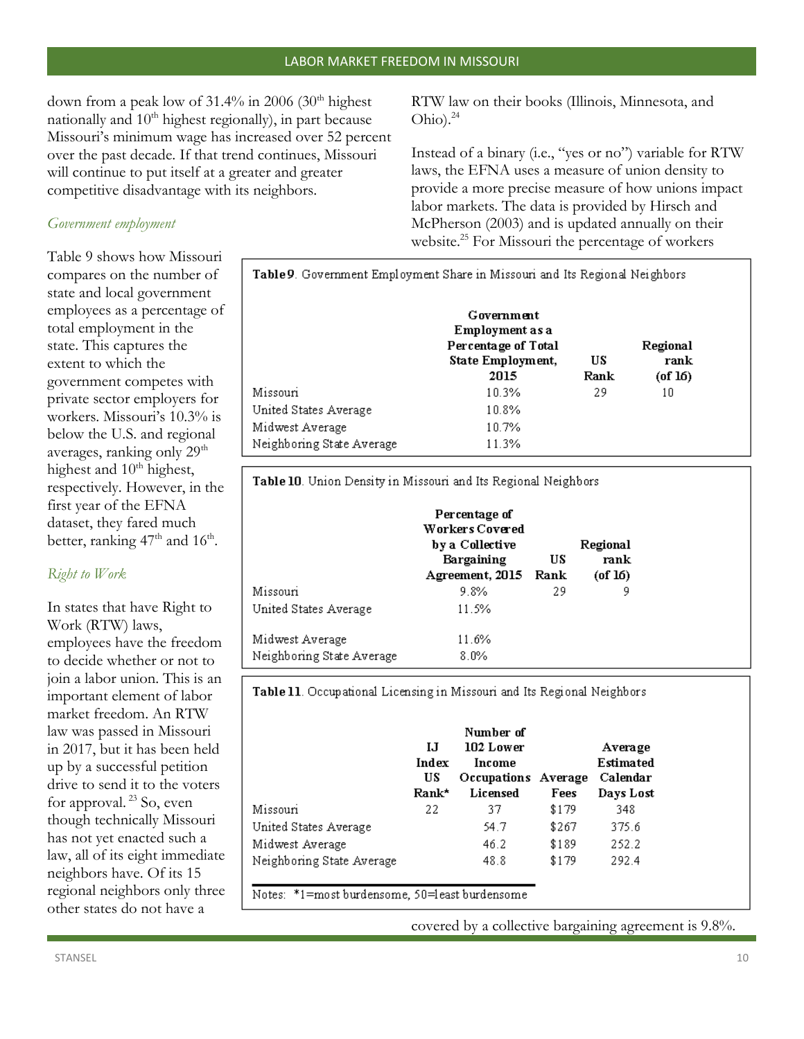down from a peak low of 31.4% in 2006 (30th highest nationally and 10th highest regionally), in part because Missouri's minimum wage has increased over 52 percent over the past decade. If that trend continues, Missouri will continue to put itself at a greater and greater competitive disadvantage with its neighbors.

*Government employment*

Table 9 shows how Missouri compares on the number of state and local government employees as a percentage of total employment in the state. This captures the extent to which the government competes with private sector employers for workers. Missouri's 10.3% is below the U.S. and regional averages, ranking only 29th highest and 10th highest, respectively. However, in the first year of the EFNA dataset, they fared much better, ranking 47th and 16th.

**Table 9**. Government Employment Share in Missouri and Its Regional Neighbors

| | Government Employment as a Percentage of Total State Employment, 2015 | US Rank | Regional rank (of 16) |
|---|---|---|---|
| Missouri | 10.3% | 29 | 10 |
| United States Average | 10.8% | | |
| Midwest Average | 10.7% | | |
| Neighboring State Average | 11.3% | | |

*Right to Work*

In states that have Right to Work (RTW) laws, employees have the freedom to decide whether or not to join a labor union. This is an important element of labor market freedom. An RTW law was passed in Missouri in 2017, but it has been held up by a successful petition drive to send it to the voters for approval.[23] So, even though technically Missouri has not yet enacted such a law, all of its eight immediate neighbors have. Of its 15 regional neighbors only three other states do not have a RTW law on their books (Illinois, Minnesota, and Ohio).[24]

Instead of a binary (i.e., "yes or no") variable for RTW laws, the EFNA uses a measure of union density to provide a more precise measure of how unions impact labor markets. The data is provided by Hirsch and McPherson (2003) and is updated annually on their website.[25] For Missouri the percentage of workers covered by a collective bargaining agreement is 9.8%.

**Table 10**. Union Density in Missouri and Its Regional Neighbors

| | Percentage of Workers Covered by a Collective Bargaining Agreement, 2015 | US Rank | Regional rank (of 16) |
|---|---|---|---|
| Missouri | 9.8% | 29 | 9 |
| United States Average | 11.5% | | |
| Midwest Average | 11.6% | | |
| Neighboring State Average | 8.0% | | |

**Table 11**. Occupational Licensing in Missouri and Its Regional Neighbors

| | IJ Index US Rank* | Number of 102 Lower Income Occupations Licensed | Average Fees | Average Estimated Calendar Days Lost |
|---|---|---|---|---|
| Missouri | 22 | 37 | $179 | 348 |
| United States Average | | 54.7 | $267 | 375.6 |
| Midwest Average | | 46.2 | $189 | 252.2 |
| Neighboring State Average | | 48.8 | $179 | 292.4 |

Notes: *1=most burdensome, 50=least burdensome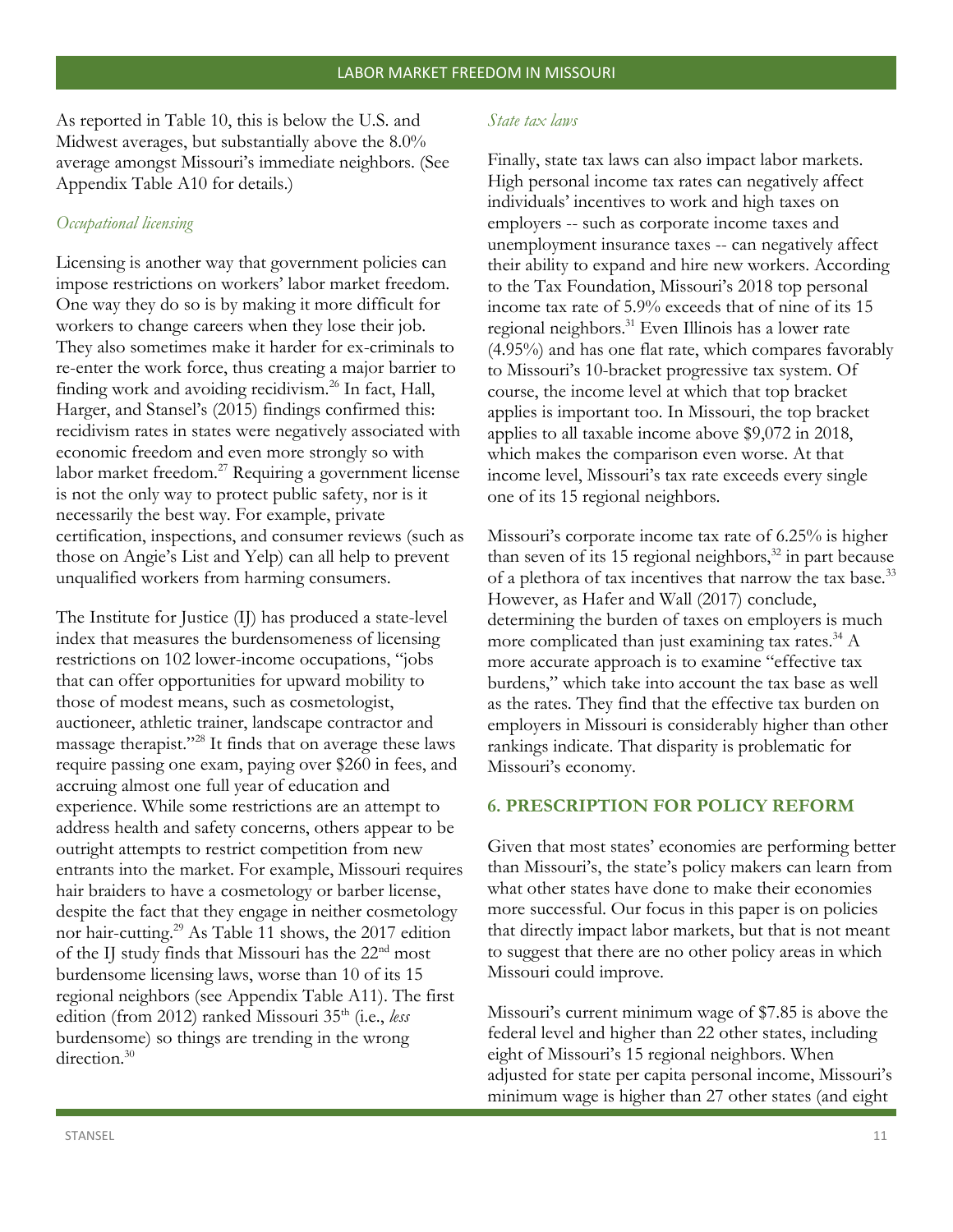As reported in Table 10, this is below the U.S. and Midwest averages, but substantially above the 8.0% average amongst Missouri's immediate neighbors. (See Appendix Table A10 for details.)

*Occupational licensing*

Licensing is another way that government policies can impose restrictions on workers' labor market freedom. One way they do so is by making it more difficult for workers to change careers when they lose their job. They also sometimes make it harder for ex-criminals to re-enter the work force, thus creating a major barrier to finding work and avoiding recidivism.[26] In fact, Hall, Harger, and Stansel's (2015) findings confirmed this: recidivism rates in states were negatively associated with economic freedom and even more strongly so with labor market freedom.[27] Requiring a government license is not the only way to protect public safety, nor is it necessarily the best way. For example, private certification, inspections, and consumer reviews (such as those on Angie's List and Yelp) can all help to prevent unqualified workers from harming consumers.

The Institute for Justice (IJ) has produced a state-level index that measures the burdensomeness of licensing restrictions on 102 lower-income occupations, "jobs that can offer opportunities for upward mobility to those of modest means, such as cosmetologist, auctioneer, athletic trainer, landscape contractor and massage therapist."[28] It finds that on average these laws require passing one exam, paying over $260 in fees, and accruing almost one full year of education and experience. While some restrictions are an attempt to address health and safety concerns, others appear to be outright attempts to restrict competition from new entrants into the market. For example, Missouri requires hair braiders to have a cosmetology or barber license, despite the fact that they engage in neither cosmetology nor hair-cutting.[29] As Table 11 shows, the 2017 edition of the IJ study finds that Missouri has the 22nd most burdensome licensing laws, worse than 10 of its 15 regional neighbors (see Appendix Table A11). The first edition (from 2012) ranked Missouri 35th (i.e., *less* burdensome) so things are trending in the wrong direction.[30]

*State tax laws*

Finally, state tax laws can also impact labor markets. High personal income tax rates can negatively affect individuals' incentives to work and high taxes on employers -- such as corporate income taxes and unemployment insurance taxes -- can negatively affect their ability to expand and hire new workers. According to the Tax Foundation, Missouri's 2018 top personal income tax rate of 5.9% exceeds that of nine of its 15 regional neighbors.[31] Even Illinois has a lower rate (4.95%) and has one flat rate, which compares favorably to Missouri's 10-bracket progressive tax system. Of course, the income level at which that top bracket applies is important too. In Missouri, the top bracket applies to all taxable income above $9,072 in 2018, which makes the comparison even worse. At that income level, Missouri's tax rate exceeds every single one of its 15 regional neighbors.

Missouri's corporate income tax rate of 6.25% is higher than seven of its 15 regional neighbors,[32] in part because of a plethora of tax incentives that narrow the tax base.[33] However, as Hafer and Wall (2017) conclude, determining the burden of taxes on employers is much more complicated than just examining tax rates.[34] A more accurate approach is to examine "effective tax burdens," which take into account the tax base as well as the rates. They find that the effective tax burden on employers in Missouri is considerably higher than other rankings indicate. That disparity is problematic for Missouri's economy.

## 6. PRESCRIPTION FOR POLICY REFORM

Given that most states' economies are performing better than Missouri's, the state's policy makers can learn from what other states have done to make their economies more successful. Our focus in this paper is on policies that directly impact labor markets, but that is not meant to suggest that there are no other policy areas in which Missouri could improve.

Missouri's current minimum wage of $7.85 is above the federal level and higher than 22 other states, including eight of Missouri's 15 regional neighbors. When adjusted for state per capita personal income, Missouri's minimum wage is higher than 27 other states (and eight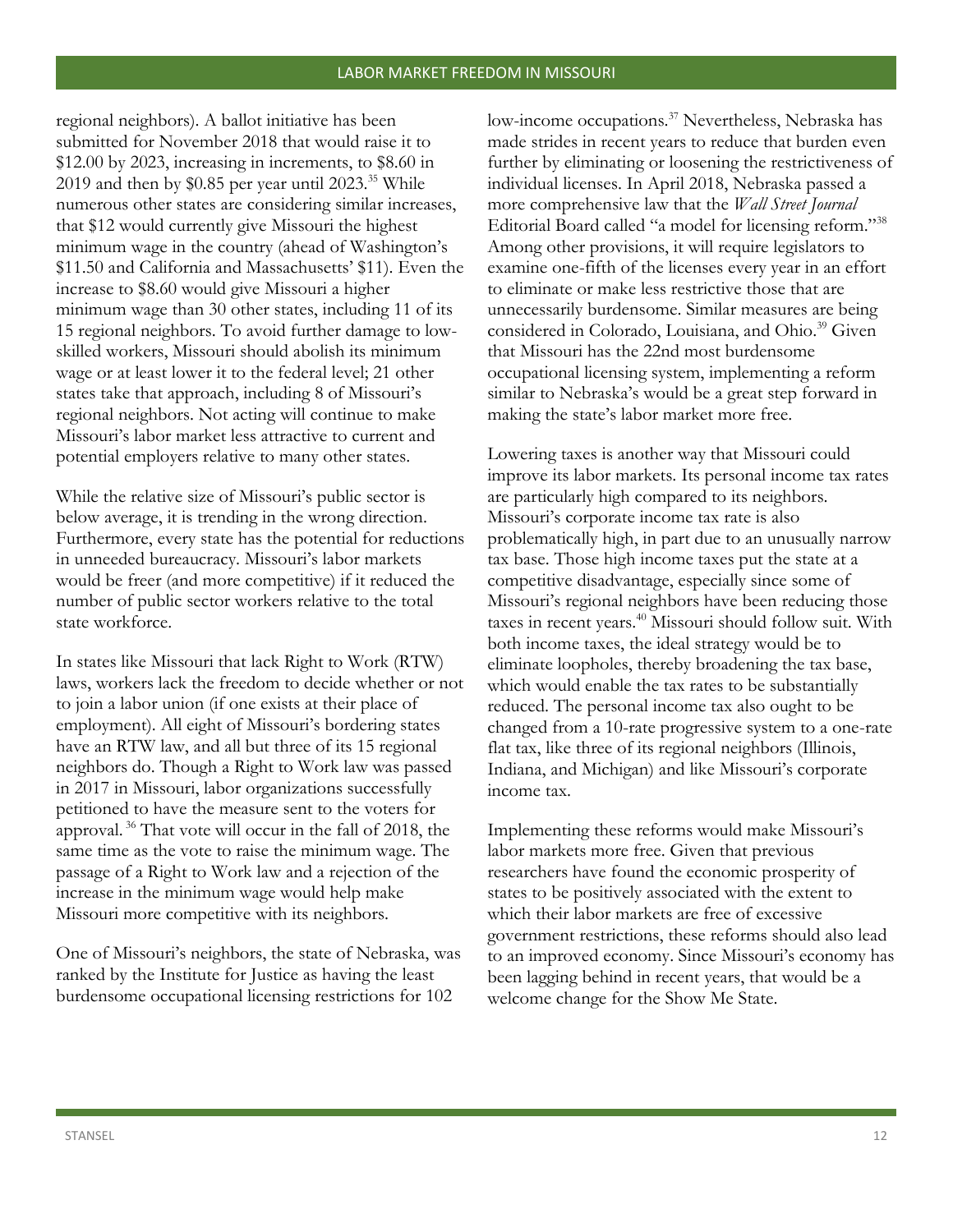regional neighbors). A ballot initiative has been submitted for November 2018 that would raise it to $12.00 by 2023, increasing in increments, to $8.60 in 2019 and then by $0.85 per year until 2023.[35] While numerous other states are considering similar increases, that $12 would currently give Missouri the highest minimum wage in the country (ahead of Washington's $11.50 and California and Massachusetts' $11). Even the increase to $8.60 would give Missouri a higher minimum wage than 30 other states, including 11 of its 15 regional neighbors. To avoid further damage to low-skilled workers, Missouri should abolish its minimum wage or at least lower it to the federal level; 21 other states take that approach, including 8 of Missouri's regional neighbors. Not acting will continue to make Missouri's labor market less attractive to current and potential employers relative to many other states.

While the relative size of Missouri's public sector is below average, it is trending in the wrong direction. Furthermore, every state has the potential for reductions in unneeded bureaucracy. Missouri's labor markets would be freer (and more competitive) if it reduced the number of public sector workers relative to the total state workforce.

In states like Missouri that lack Right to Work (RTW) laws, workers lack the freedom to decide whether or not to join a labor union (if one exists at their place of employment). All eight of Missouri's bordering states have an RTW law, and all but three of its 15 regional neighbors do. Though a Right to Work law was passed in 2017 in Missouri, labor organizations successfully petitioned to have the measure sent to the voters for approval.[36] That vote will occur in the fall of 2018, the same time as the vote to raise the minimum wage. The passage of a Right to Work law and a rejection of the increase in the minimum wage would help make Missouri more competitive with its neighbors.

One of Missouri's neighbors, the state of Nebraska, was ranked by the Institute for Justice as having the least burdensome occupational licensing restrictions for 102 low-income occupations.[37] Nevertheless, Nebraska has made strides in recent years to reduce that burden even further by eliminating or loosening the restrictiveness of individual licenses. In April 2018, Nebraska passed a more comprehensive law that the *Wall Street Journal* Editorial Board called "a model for licensing reform."[38] Among other provisions, it will require legislators to examine one-fifth of the licenses every year in an effort to eliminate or make less restrictive those that are unnecessarily burdensome. Similar measures are being considered in Colorado, Louisiana, and Ohio.[39] Given that Missouri has the 22nd most burdensome occupational licensing system, implementing a reform similar to Nebraska's would be a great step forward in making the state's labor market more free.

Lowering taxes is another way that Missouri could improve its labor markets. Its personal income tax rates are particularly high compared to its neighbors. Missouri's corporate income tax rate is also problematically high, in part due to an unusually narrow tax base. Those high income taxes put the state at a competitive disadvantage, especially since some of Missouri's regional neighbors have been reducing those taxes in recent years.[40] Missouri should follow suit. With both income taxes, the ideal strategy would be to eliminate loopholes, thereby broadening the tax base, which would enable the tax rates to be substantially reduced. The personal income tax also ought to be changed from a 10-rate progressive system to a one-rate flat tax, like three of its regional neighbors (Illinois, Indiana, and Michigan) and like Missouri's corporate income tax.

Implementing these reforms would make Missouri's labor markets more free. Given that previous researchers have found the economic prosperity of states to be positively associated with the extent to which their labor markets are free of excessive government restrictions, these reforms should also lead to an improved economy. Since Missouri's economy has been lagging behind in recent years, that would be a welcome change for the Show Me State.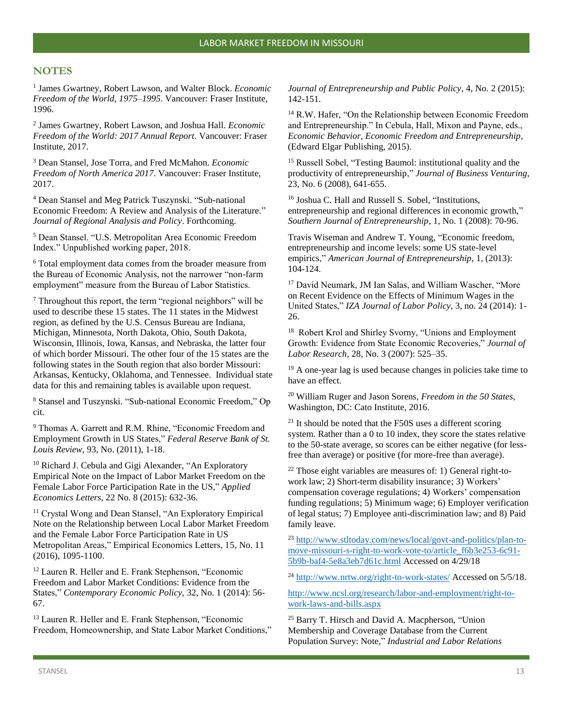## NOTES

[1] James Gwartney, Robert Lawson, and Walter Block. *Economic Freedom of the World, 1975–1995*. Vancouver: Fraser Institute, 1996.

[2] James Gwartney, Robert Lawson, and Joshua Hall. *Economic Freedom of the World: 2017 Annual Report*. Vancouver: Fraser Institute, 2017.

[3] Dean Stansel, Jose Torra, and Fred McMahon. *Economic Freedom of North America 2017*. Vancouver: Fraser Institute, 2017.

[4] Dean Stansel and Meg Patrick Tuszynski. "Sub-national Economic Freedom: A Review and Analysis of the Literature." *Journal of Regional Analysis and Policy*. Forthcoming.

[5] Dean Stansel. "U.S. Metropolitan Area Economic Freedom Index." Unpublished working paper, 2018.

[6] Total employment data comes from the broader measure from the Bureau of Economic Analysis, not the narrower "non-farm employment" measure from the Bureau of Labor Statistics.

[7] Throughout this report, the term "regional neighbors" will be used to describe these 15 states. The 11 states in the Midwest region, as defined by the U.S. Census Bureau are Indiana, Michigan, Minnesota, North Dakota, Ohio, South Dakota, Wisconsin, Illinois, Iowa, Kansas, and Nebraska, the latter four of which border Missouri. The other four of the 15 states are the following states in the South region that also border Missouri: Arkansas, Kentucky, Oklahoma, and Tennessee. Individual state data for this and remaining tables is available upon request.

[8] Stansel and Tuszynski. "Sub-national Economic Freedom," Op cit.

[9] Thomas A. Garrett and R.M. Rhine, "Economic Freedom and Employment Growth in US States," *Federal Reserve Bank of St. Louis Review,* 93, No. (2011), 1-18.

[10] Richard J. Cebula and Gigi Alexander, "An Exploratory Empirical Note on the Impact of Labor Market Freedom on the Female Labor Force Participation Rate in the US," *Applied Economics Letters,* 22 No. 8 (2015): 632-36.

[11] Crystal Wong and Dean Stansel, "An Exploratory Empirical Note on the Relationship between Local Labor Market Freedom and the Female Labor Force Participation Rate in US Metropolitan Areas," Empirical Economics Letters, 15, No. 11 (2016), 1095-1100.

[12] Lauren R. Heller and E. Frank Stephenson, "Economic Freedom and Labor Market Conditions: Evidence from the States," *Contemporary Economic Policy,* 32, No. 1 (2014): 56-67.

[13] Lauren R. Heller and E. Frank Stephenson, "Economic Freedom, Homeownership, and State Labor Market Conditions," *Journal of Entrepreneurship and Public Policy,* 4, No. 2 (2015): 142-151.

[14] R.W. Hafer, "On the Relationship between Economic Freedom and Entrepreneurship." In Cebula, Hall, Mixon and Payne, eds., *Economic Behavior, Economic Freedom and Entrepreneurship*, (Edward Elgar Publishing, 2015).

[15] Russell Sobel, "Testing Baumol: institutional quality and the productivity of entrepreneurship," *Journal of Business Venturing*, 23, No. 6 (2008), 641-655.

[16] Joshua C. Hall and Russell S. Sobel, "Institutions, entrepreneurship and regional differences in economic growth," *Southern Journal of Entrepreneurship*, 1, No. 1 (2008): 70-96.

Travis Wiseman and Andrew T. Young, "Economic freedom, entrepreneurship and income levels: some US state-level empirics," *American Journal of Entrepreneurship*, 1, (2013): 104-124.

[17] David Neumark, JM Ian Salas, and William Wascher, "More on Recent Evidence on the Effects of Minimum Wages in the United States," *IZA Journal of Labor Policy,* 3, no. 24 (2014): 1-26.

[18] Robert Krol and Shirley Svorny, "Unions and Employment Growth: Evidence from State Economic Recoveries," *Journal of Labor Research,* 28, No. 3 (2007): 525–35.

[19] A one-year lag is used because changes in policies take time to have an effect.

[20] William Ruger and Jason Sorens, *Freedom in the 50 States,* Washington, DC: Cato Institute, 2016.

[21] It should be noted that the F50S uses a different scoring system. Rather than a 0 to 10 index, they score the states relative to the 50-state average, so scores can be either negative (for less-free than average) or positive (for more-free than average).

[22] Those eight variables are measures of: 1) General right-to-work law; 2) Short-term disability insurance; 3) Workers' compensation coverage regulations; 4) Workers' compensation funding regulations; 5) Minimum wage; 6) Employer verification of legal status; 7) Employee anti-discrimination law; and 8) Paid family leave.

[23] http://www.stltoday.com/news/local/govt-and-politics/plan-to-move-missouri-s-right-to-work-vote-to/article_f6b3e253-6c91-5b9b-baf4-5e8a3eb7d61c.html Accessed on 4/29/18

[24] http://www.nrtw.org/right-to-work-states/ Accessed on 5/5/18.

http://www.ncsl.org/research/labor-and-employment/right-to-work-laws-and-bills.aspx

[25] Barry T. Hirsch and David A. Macpherson, "Union Membership and Coverage Database from the Current Population Survey: Note," *Industrial and Labor Relations*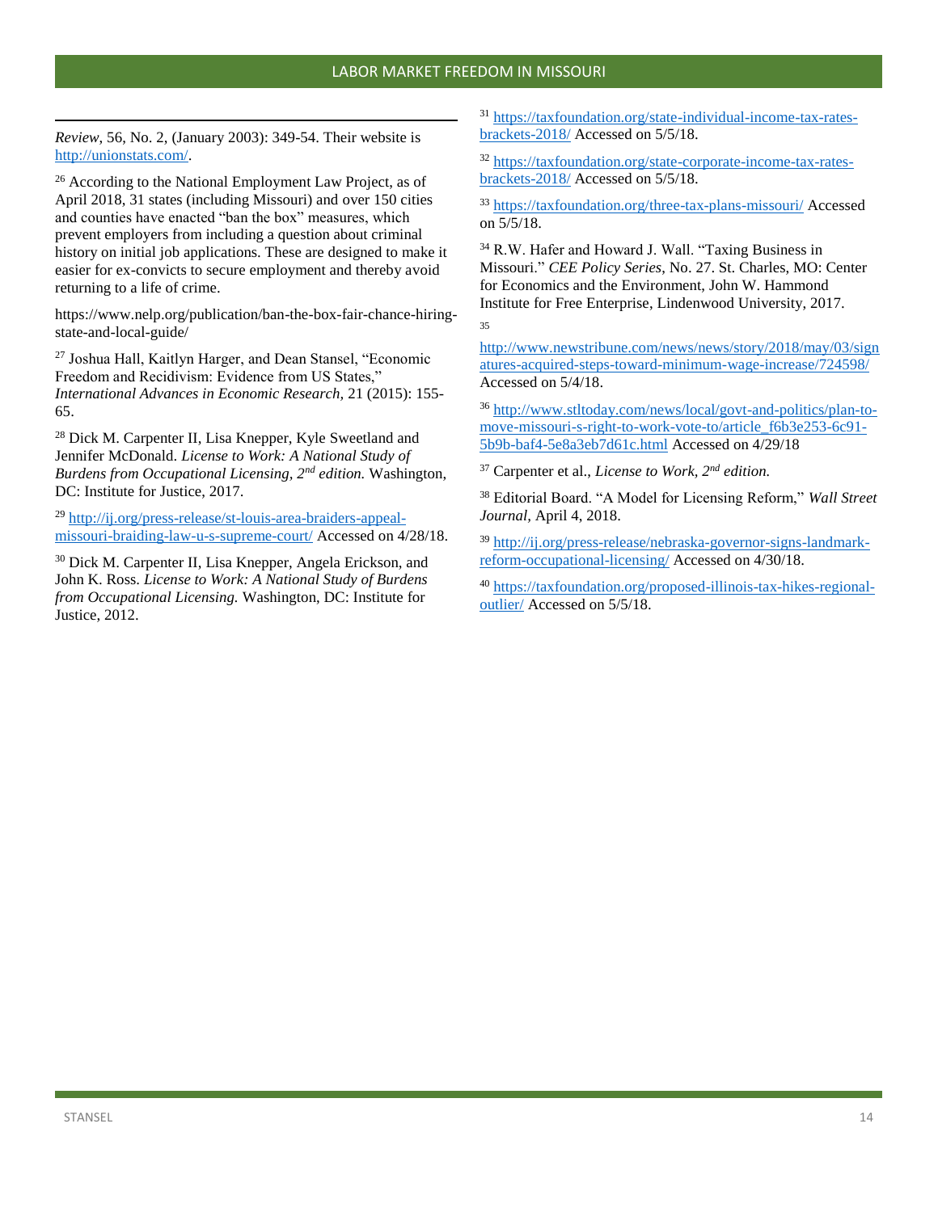*Review*, 56, No. 2, (January 2003): 349-54. Their website is http://unionstats.com/.

[26] According to the National Employment Law Project, as of April 2018, 31 states (including Missouri) and over 150 cities and counties have enacted "ban the box" measures, which prevent employers from including a question about criminal history on initial job applications. These are designed to make it easier for ex-convicts to secure employment and thereby avoid returning to a life of crime.

https://www.nelp.org/publication/ban-the-box-fair-chance-hiring-state-and-local-guide/

[27] Joshua Hall, Kaitlyn Harger, and Dean Stansel, "Economic Freedom and Recidivism: Evidence from US States," *International Advances in Economic Research*, 21 (2015): 155-65.

[28] Dick M. Carpenter II, Lisa Knepper, Kyle Sweetland and Jennifer McDonald. *License to Work: A National Study of Burdens from Occupational Licensing, 2nd edition.* Washington, DC: Institute for Justice, 2017.

[29] http://ij.org/press-release/st-louis-area-braiders-appeal-missouri-braiding-law-u-s-supreme-court/ Accessed on 4/28/18.

[30] Dick M. Carpenter II, Lisa Knepper, Angela Erickson, and John K. Ross. *License to Work: A National Study of Burdens from Occupational Licensing.* Washington, DC: Institute for Justice, 2012.

[31] https://taxfoundation.org/state-individual-income-tax-rates-brackets-2018/ Accessed on 5/5/18.

[32] https://taxfoundation.org/state-corporate-income-tax-rates-brackets-2018/ Accessed on 5/5/18.

[33] https://taxfoundation.org/three-tax-plans-missouri/ Accessed on 5/5/18.

[34] R.W. Hafer and Howard J. Wall. "Taxing Business in Missouri." *CEE Policy Series*, No. 27. St. Charles, MO: Center for Economics and the Environment, John W. Hammond Institute for Free Enterprise, Lindenwood University, 2017.

[35] http://www.newstribune.com/news/news/story/2018/may/03/signatures-acquired-steps-toward-minimum-wage-increase/724598/ Accessed on 5/4/18.

[36] http://www.stltoday.com/news/local/govt-and-politics/plan-to-move-missouri-s-right-to-work-vote-to/article_f6b3e253-6c91-5b9b-baf4-5e8a3eb7d61c.html Accessed on 4/29/18

[37] Carpenter et al., *License to Work, 2nd edition.*

[38] Editorial Board. "A Model for Licensing Reform," *Wall Street Journal*, April 4, 2018.

[39] http://ij.org/press-release/nebraska-governor-signs-landmark-reform-occupational-licensing/ Accessed on 4/30/18.

[40] https://taxfoundation.org/proposed-illinois-tax-hikes-regional-outlier/ Accessed on 5/5/18.